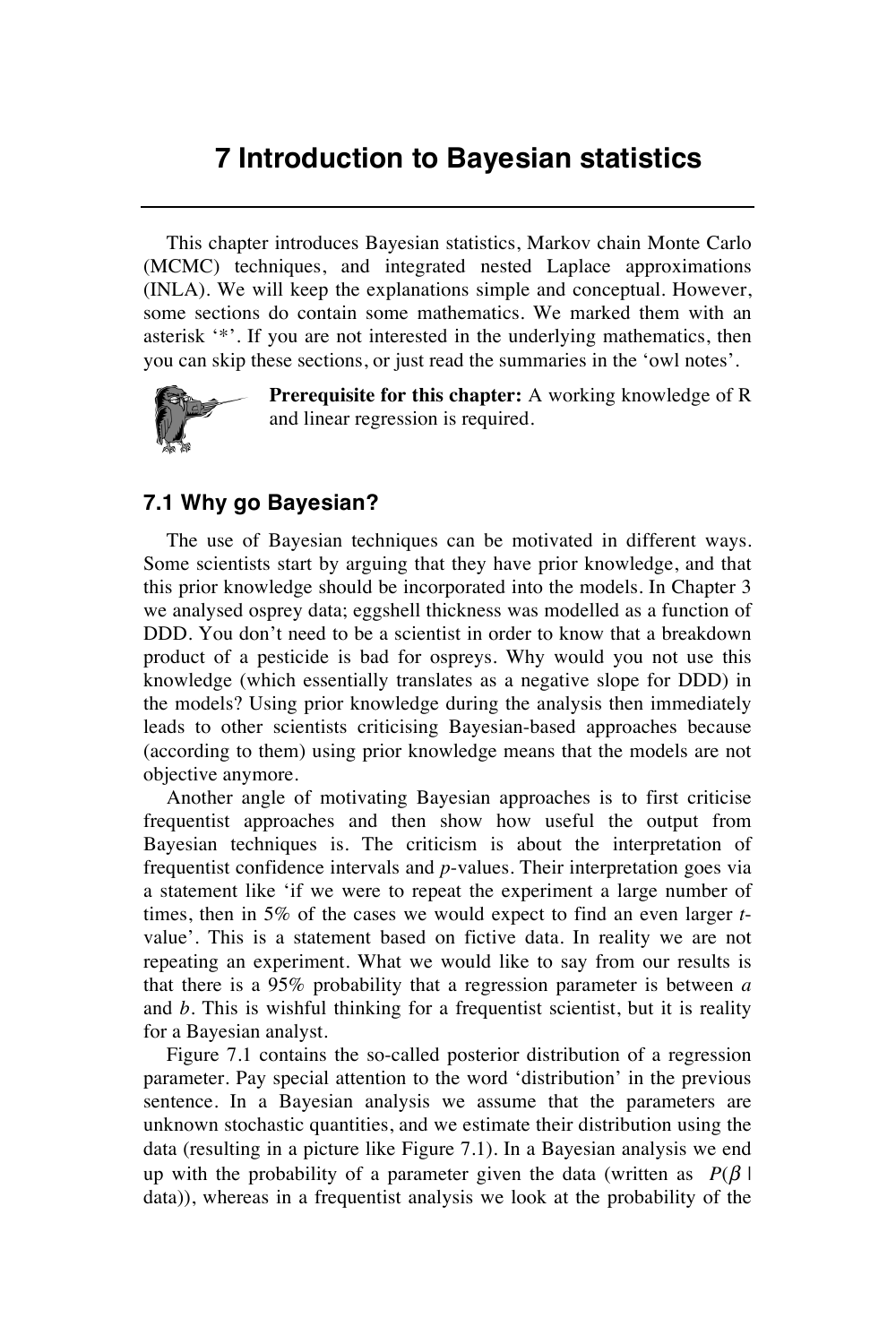# 7 Introduction to Bayesian statistics

This chapter introduces Bayesian statistics, Markov chain Monte Carlo (MCMC) techniques, and integrated nested Laplace approximations (INLA). We will keep the explanations simple and conceptual. However, some sections do contain some mathematics. We marked them with an asterisk '*'. If you are not interested in the underlying mathematics, then you can skip these sections, or just read the summaries in the 'owl notes'.

**Prerequisite for this chapter:** A working knowledge of R and linear regression is required.

## 7.1 Why go Bayesian?

The use of Bayesian techniques can be motivated in different ways. Some scientists start by arguing that they have prior knowledge, and that this prior knowledge should be incorporated into the models. In Chapter 3 we analysed osprey data; eggshell thickness was modelled as a function of DDD. You don't need to be a scientist in order to know that a breakdown product of a pesticide is bad for ospreys. Why would you not use this knowledge (which essentially translates as a negative slope for DDD) in the models? Using prior knowledge during the analysis then immediately leads to other scientists criticising Bayesian-based approaches because (according to them) using prior knowledge means that the models are not objective anymore.

Another angle of motivating Bayesian approaches is to first criticise frequentist approaches and then show how useful the output from Bayesian techniques is. The criticism is about the interpretation of frequentist confidence intervals and *p*-values. Their interpretation goes via a statement like 'if we were to repeat the experiment a large number of times, then in 5% of the cases we would expect to find an even larger *t*-value'. This is a statement based on fictive data. In reality we are not repeating an experiment. What we would like to say from our results is that there is a 95% probability that a regression parameter is between *a* and *b*. This is wishful thinking for a frequentist scientist, but it is reality for a Bayesian analyst.

Figure 7.1 contains the so-called posterior distribution of a regression parameter. Pay special attention to the word 'distribution' in the previous sentence. In a Bayesian analysis we assume that the parameters are unknown stochastic quantities, and we estimate their distribution using the data (resulting in a picture like Figure 7.1). In a Bayesian analysis we end up with the probability of a parameter given the data (written as $P(\beta \mid \text{data})$), whereas in a frequentist analysis we look at the probability of the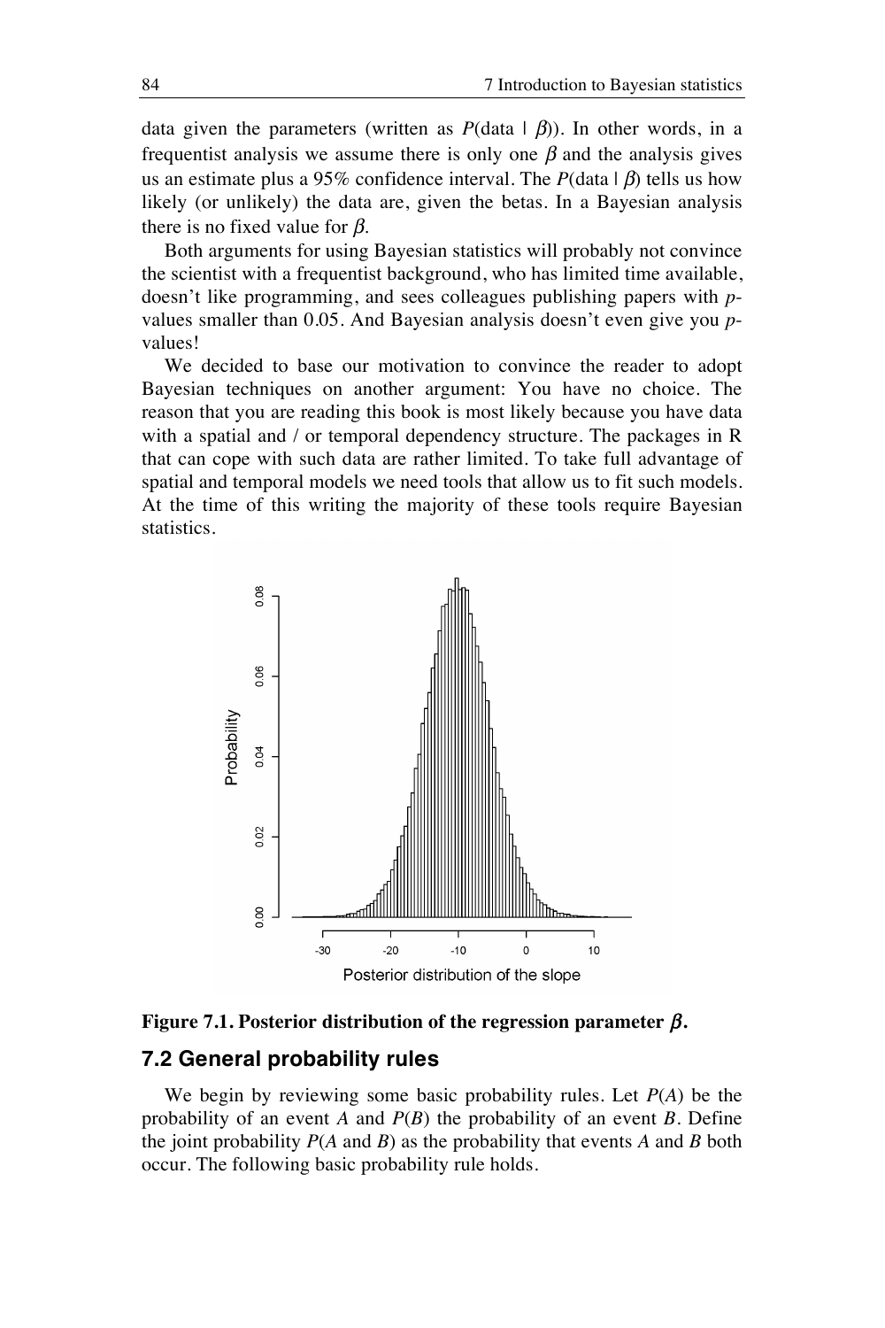data given the parameters (written as $P(\text{data} \mid \beta)$). In other words, in a frequentist analysis we assume there is only one $\beta$ and the analysis gives us an estimate plus a 95% confidence interval. The $P(\text{data} \mid \beta)$ tells us how likely (or unlikely) the data are, given the betas. In a Bayesian analysis there is no fixed value for $\beta$.

Both arguments for using Bayesian statistics will probably not convince the scientist with a frequentist background, who has limited time available, doesn't like programming, and sees colleagues publishing papers with *p*-values smaller than 0.05. And Bayesian analysis doesn't even give you *p*-values!

We decided to base our motivation to convince the reader to adopt Bayesian techniques on another argument: You have no choice. The reason that you are reading this book is most likely because you have data with a spatial and / or temporal dependency structure. The packages in R that can cope with such data are rather limited. To take full advantage of spatial and temporal models we need tools that allow us to fit such models. At the time of this writing the majority of these tools require Bayesian statistics.

Probability
0.00
0.02
0.04
0.06
0.08
-30
-20
-10
0
10
Posterior distribution of the slope

**Figure 7.1. Posterior distribution of the regression parameter $\beta$.**

## 7.2 General probability rules

We begin by reviewing some basic probability rules. Let $P(A)$ be the probability of an event $A$ and $P(B)$ the probability of an event $B$. Define the joint probability $P(A \text{ and } B)$ as the probability that events $A$ and $B$ both occur. The following basic probability rule holds.